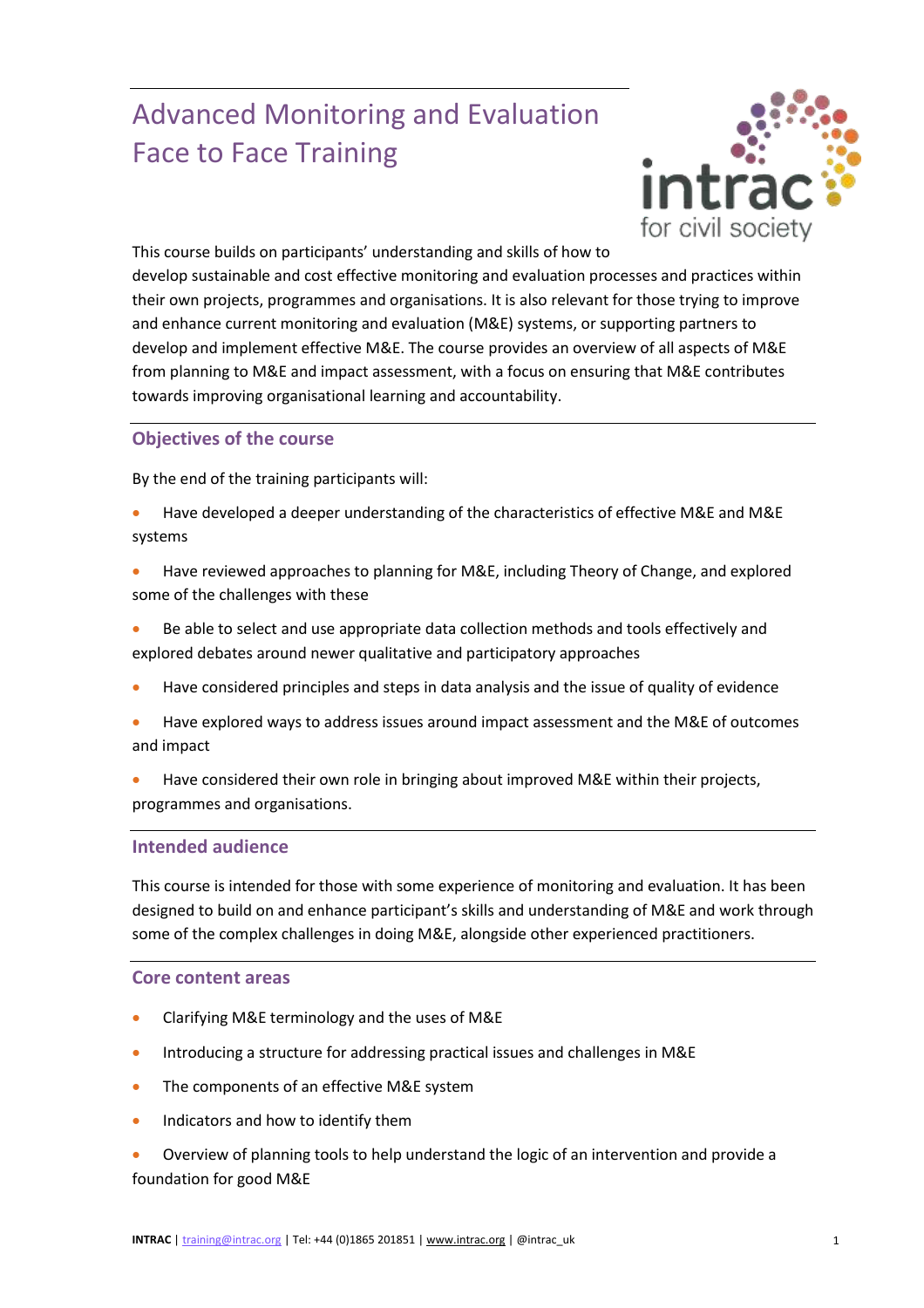# Advanced Monitoring and Evaluation Face to Face Training

This course builds on participants' understanding and skills of how to develop sustainable and cost effective monitoring and evaluation processes and practices within their own projects, programmes and organisations. It is also relevant for those trying to improve and enhance current monitoring and evaluation (M&E) systems, or supporting partners to develop and implement effective M&E. The course provides an overview of all aspects of M&E from planning to M&E and impact assessment, with a focus on ensuring that M&E contributes towards improving organisational learning and accountability.

## Objectives of the course

By the end of the training participants will:

- Have developed a deeper understanding of the characteristics of effective M&E and M&E systems
- Have reviewed approaches to planning for M&E, including Theory of Change, and explored some of the challenges with these
- Be able to select and use appropriate data collection methods and tools effectively and explored debates around newer qualitative and participatory approaches
- Have considered principles and steps in data analysis and the issue of quality of evidence
- Have explored ways to address issues around impact assessment and the M&E of outcomes and impact
- Have considered their own role in bringing about improved M&E within their projects, programmes and organisations.

## Intended audience

This course is intended for those with some experience of monitoring and evaluation. It has been designed to build on and enhance participant's skills and understanding of M&E and work through some of the complex challenges in doing M&E, alongside other experienced practitioners.

## Core content areas

- Clarifying M&E terminology and the uses of M&E
- Introducing a structure for addressing practical issues and challenges in M&E
- The components of an effective M&E system
- Indicators and how to identify them
- Overview of planning tools to help understand the logic of an intervention and provide a foundation for good M&E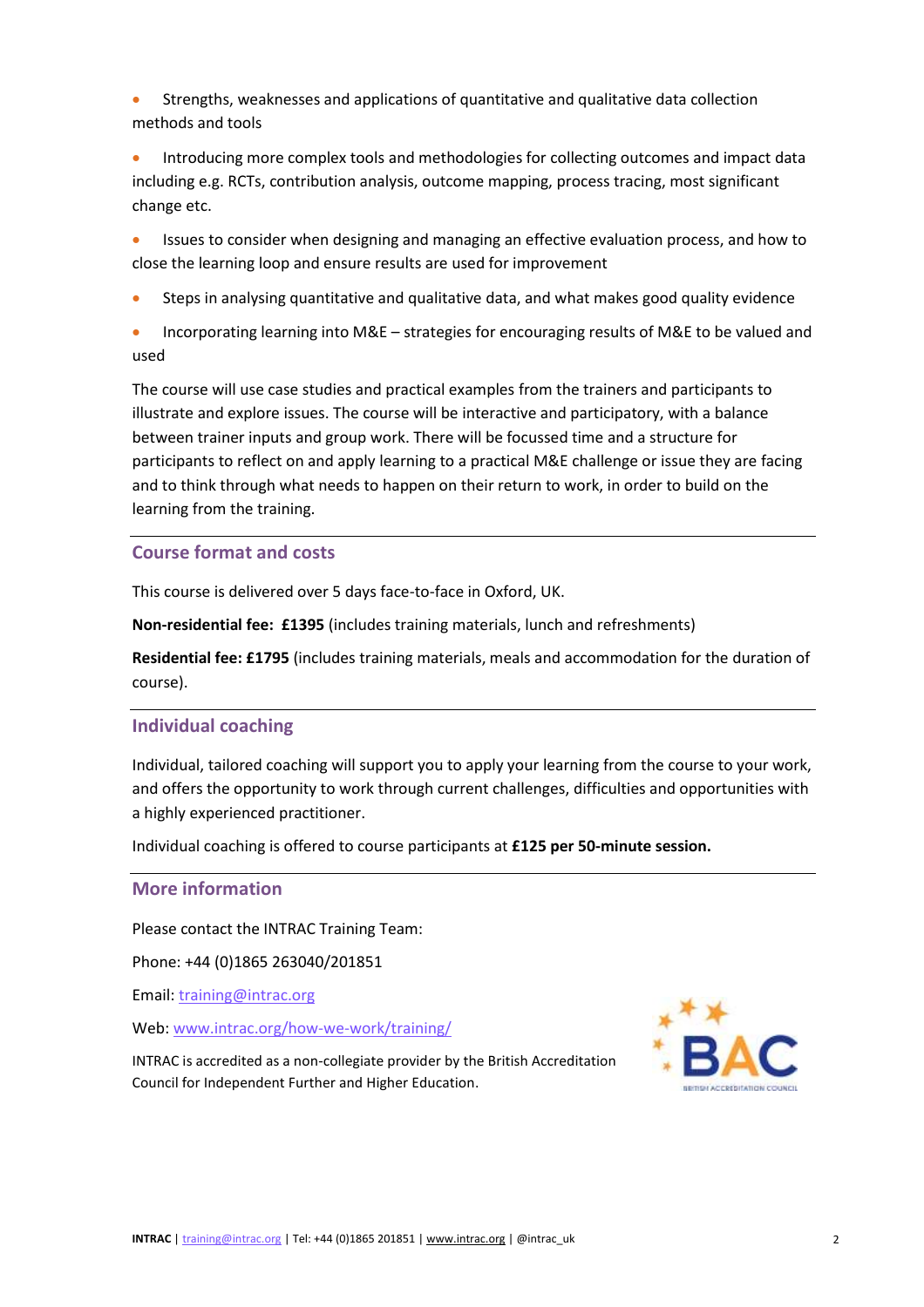- Strengths, weaknesses and applications of quantitative and qualitative data collection methods and tools
- Introducing more complex tools and methodologies for collecting outcomes and impact data including e.g. RCTs, contribution analysis, outcome mapping, process tracing, most significant change etc.
- Issues to consider when designing and managing an effective evaluation process, and how to close the learning loop and ensure results are used for improvement
- Steps in analysing quantitative and qualitative data, and what makes good quality evidence
- Incorporating learning into M&E – strategies for encouraging results of M&E to be valued and used

The course will use case studies and practical examples from the trainers and participants to illustrate and explore issues. The course will be interactive and participatory, with a balance between trainer inputs and group work. There will be focussed time and a structure for participants to reflect on and apply learning to a practical M&E challenge or issue they are facing and to think through what needs to happen on their return to work, in order to build on the learning from the training.

## Course format and costs

This course is delivered over 5 days face-to-face in Oxford, UK.

**Non-residential fee: £1395** (includes training materials, lunch and refreshments)

**Residential fee: £1795** (includes training materials, meals and accommodation for the duration of course).

## Individual coaching

Individual, tailored coaching will support you to apply your learning from the course to your work, and offers the opportunity to work through current challenges, difficulties and opportunities with a highly experienced practitioner.

Individual coaching is offered to course participants at **£125 per 50-minute session.**

## More information

Please contact the INTRAC Training Team:

Phone: +44 (0)1865 263040/201851

Email: training@intrac.org

Web: www.intrac.org/how-we-work/training/

INTRAC is accredited as a non-collegiate provider by the British Accreditation Council for Independent Further and Higher Education.

BAC
BRITISH ACCREDITATION COUNCIL

INTRAC | training@intrac.org | Tel: +44 (0)1865 201851 | www.intrac.org | @intrac_uk